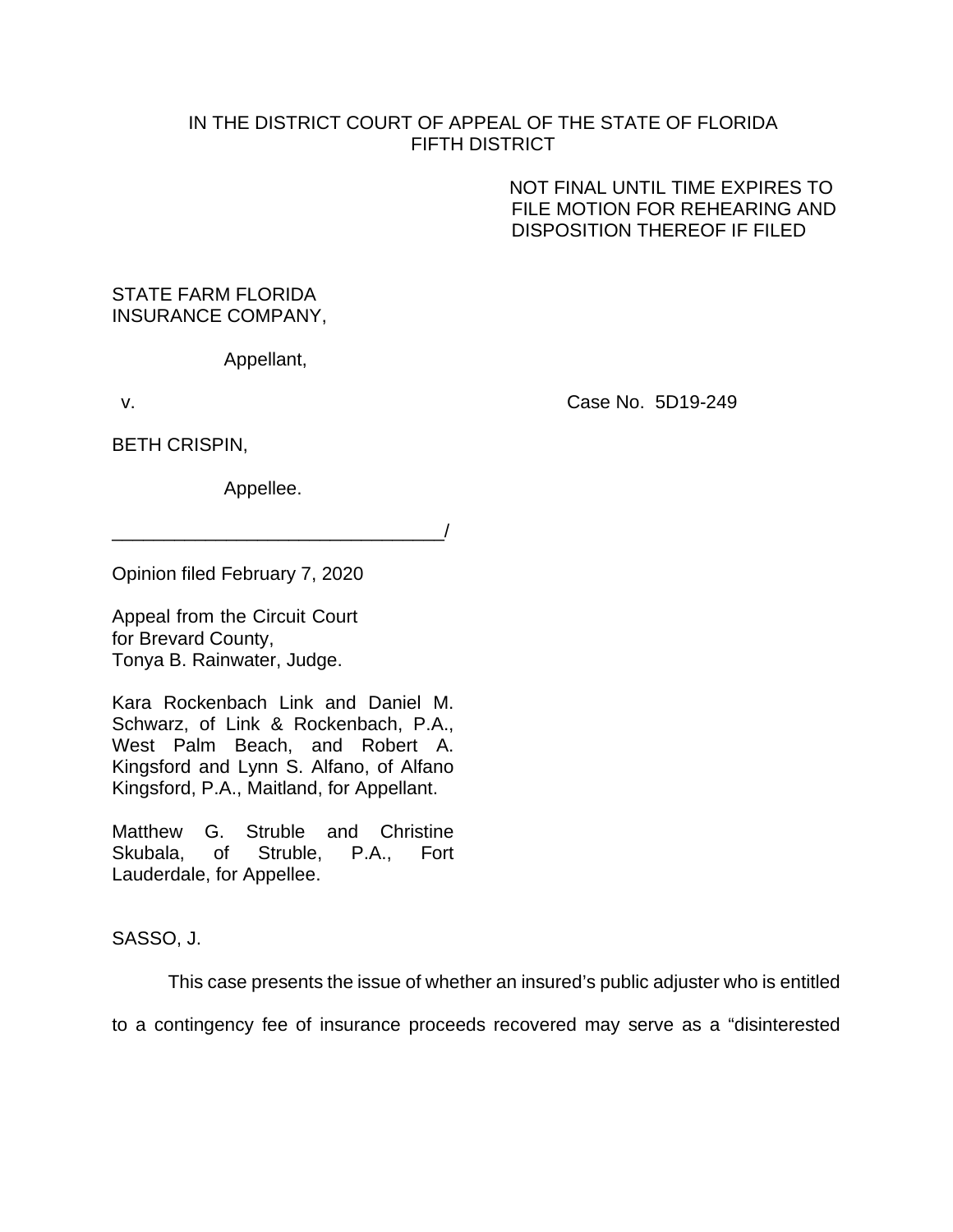IN THE DISTRICT COURT OF APPEAL OF THE STATE OF FLORIDA
FIFTH DISTRICT

NOT FINAL UNTIL TIME EXPIRES TO FILE MOTION FOR REHEARING AND DISPOSITION THEREOF IF FILED

STATE FARM FLORIDA INSURANCE COMPANY,

Appellant,

v. Case No. 5D19-249

BETH CRISPIN,

Appellee.

________________________________/

Opinion filed February 7, 2020

Appeal from the Circuit Court for Brevard County,
Tonya B. Rainwater, Judge.

Kara Rockenbach Link and Daniel M. Schwarz, of Link & Rockenbach, P.A., West Palm Beach, and Robert A. Kingsford and Lynn S. Alfano, of Alfano Kingsford, P.A., Maitland, for Appellant.

Matthew G. Struble and Christine Skubala, of Struble, P.A., Fort Lauderdale, for Appellee.

SASSO, J.

This case presents the issue of whether an insured's public adjuster who is entitled to a contingency fee of insurance proceeds recovered may serve as a "disinterested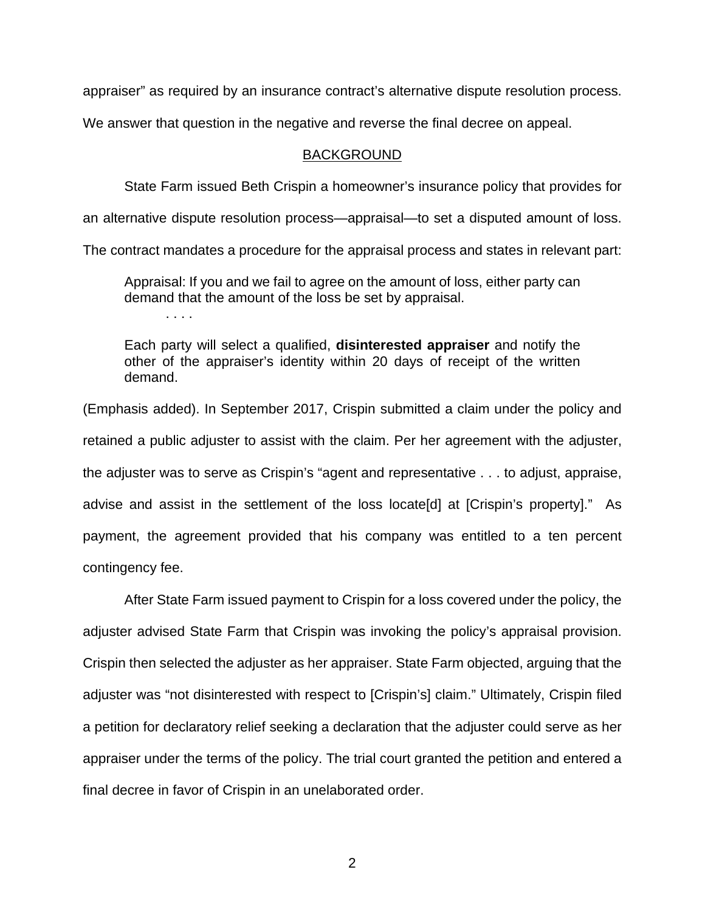appraiser" as required by an insurance contract's alternative dispute resolution process. We answer that question in the negative and reverse the final decree on appeal.

## BACKGROUND

State Farm issued Beth Crispin a homeowner's insurance policy that provides for an alternative dispute resolution process—appraisal—to set a disputed amount of loss. The contract mandates a procedure for the appraisal process and states in relevant part:

> Appraisal: If you and we fail to agree on the amount of loss, either party can demand that the amount of the loss be set by appraisal.
>
> . . . .
>
> Each party will select a qualified, **disinterested appraiser** and notify the other of the appraiser's identity within 20 days of receipt of the written demand.

(Emphasis added). In September 2017, Crispin submitted a claim under the policy and retained a public adjuster to assist with the claim. Per her agreement with the adjuster, the adjuster was to serve as Crispin's "agent and representative . . . to adjust, appraise, advise and assist in the settlement of the loss locate[d] at [Crispin's property]." As payment, the agreement provided that his company was entitled to a ten percent contingency fee.

After State Farm issued payment to Crispin for a loss covered under the policy, the adjuster advised State Farm that Crispin was invoking the policy's appraisal provision. Crispin then selected the adjuster as her appraiser. State Farm objected, arguing that the adjuster was "not disinterested with respect to [Crispin's] claim." Ultimately, Crispin filed a petition for declaratory relief seeking a declaration that the adjuster could serve as her appraiser under the terms of the policy. The trial court granted the petition and entered a final decree in favor of Crispin in an unelaborated order.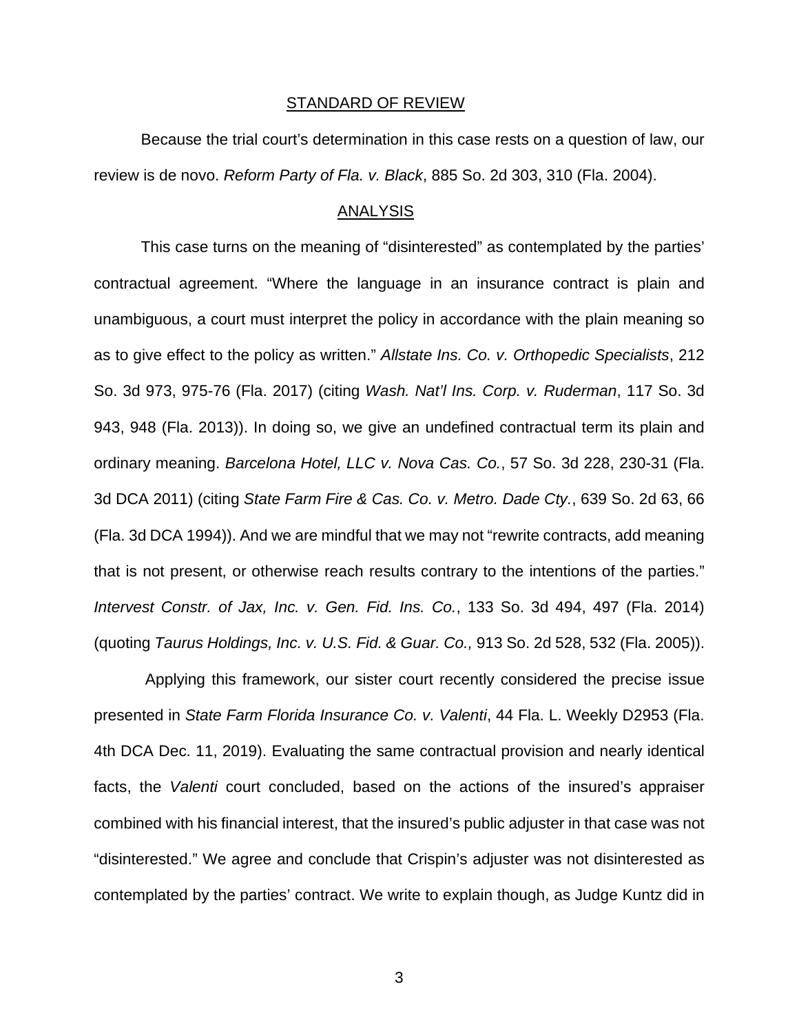## STANDARD OF REVIEW

Because the trial court's determination in this case rests on a question of law, our review is de novo. *Reform Party of Fla. v. Black*, 885 So. 2d 303, 310 (Fla. 2004).

## ANALYSIS

This case turns on the meaning of "disinterested" as contemplated by the parties' contractual agreement. "Where the language in an insurance contract is plain and unambiguous, a court must interpret the policy in accordance with the plain meaning so as to give effect to the policy as written." *Allstate Ins. Co. v. Orthopedic Specialists*, 212 So. 3d 973, 975-76 (Fla. 2017) (citing *Wash. Nat'l Ins. Corp. v. Ruderman*, 117 So. 3d 943, 948 (Fla. 2013)). In doing so, we give an undefined contractual term its plain and ordinary meaning. *Barcelona Hotel, LLC v. Nova Cas. Co.*, 57 So. 3d 228, 230-31 (Fla. 3d DCA 2011) (citing *State Farm Fire & Cas. Co. v. Metro. Dade Cty.*, 639 So. 2d 63, 66 (Fla. 3d DCA 1994)). And we are mindful that we may not "rewrite contracts, add meaning that is not present, or otherwise reach results contrary to the intentions of the parties." *Intervest Constr. of Jax, Inc. v. Gen. Fid. Ins. Co.*, 133 So. 3d 494, 497 (Fla. 2014) (quoting *Taurus Holdings, Inc. v. U.S. Fid. & Guar. Co.,* 913 So. 2d 528, 532 (Fla. 2005)).

Applying this framework, our sister court recently considered the precise issue presented in *State Farm Florida Insurance Co. v. Valenti*, 44 Fla. L. Weekly D2953 (Fla. 4th DCA Dec. 11, 2019). Evaluating the same contractual provision and nearly identical facts, the *Valenti* court concluded, based on the actions of the insured's appraiser combined with his financial interest, that the insured's public adjuster in that case was not "disinterested." We agree and conclude that Crispin's adjuster was not disinterested as contemplated by the parties' contract. We write to explain though, as Judge Kuntz did in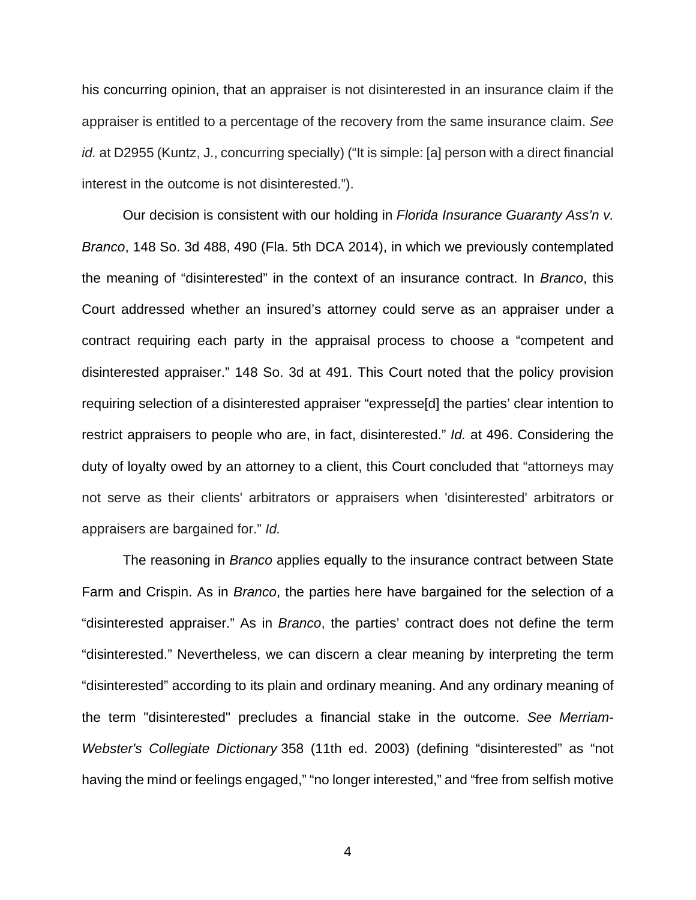his concurring opinion, that an appraiser is not disinterested in an insurance claim if the appraiser is entitled to a percentage of the recovery from the same insurance claim. *See id.* at D2955 (Kuntz, J., concurring specially) ("It is simple: [a] person with a direct financial interest in the outcome is not disinterested.").

Our decision is consistent with our holding in *Florida Insurance Guaranty Ass'n v. Branco*, 148 So. 3d 488, 490 (Fla. 5th DCA 2014), in which we previously contemplated the meaning of "disinterested" in the context of an insurance contract. In *Branco*, this Court addressed whether an insured's attorney could serve as an appraiser under a contract requiring each party in the appraisal process to choose a "competent and disinterested appraiser." 148 So. 3d at 491. This Court noted that the policy provision requiring selection of a disinterested appraiser "express[d] the parties' clear intention to restrict appraisers to people who are, in fact, disinterested." *Id.* at 496. Considering the duty of loyalty owed by an attorney to a client, this Court concluded that "attorneys may not serve as their clients' arbitrators or appraisers when 'disinterested' arbitrators or appraisers are bargained for." *Id.*

The reasoning in *Branco* applies equally to the insurance contract between State Farm and Crispin. As in *Branco*, the parties here have bargained for the selection of a "disinterested appraiser." As in *Branco*, the parties' contract does not define the term "disinterested." Nevertheless, we can discern a clear meaning by interpreting the term "disinterested" according to its plain and ordinary meaning. And any ordinary meaning of the term "disinterested" precludes a financial stake in the outcome. *See Merriam-Webster's Collegiate Dictionary* 358 (11th ed. 2003) (defining "disinterested" as "not having the mind or feelings engaged," "no longer interested," and "free from selfish motive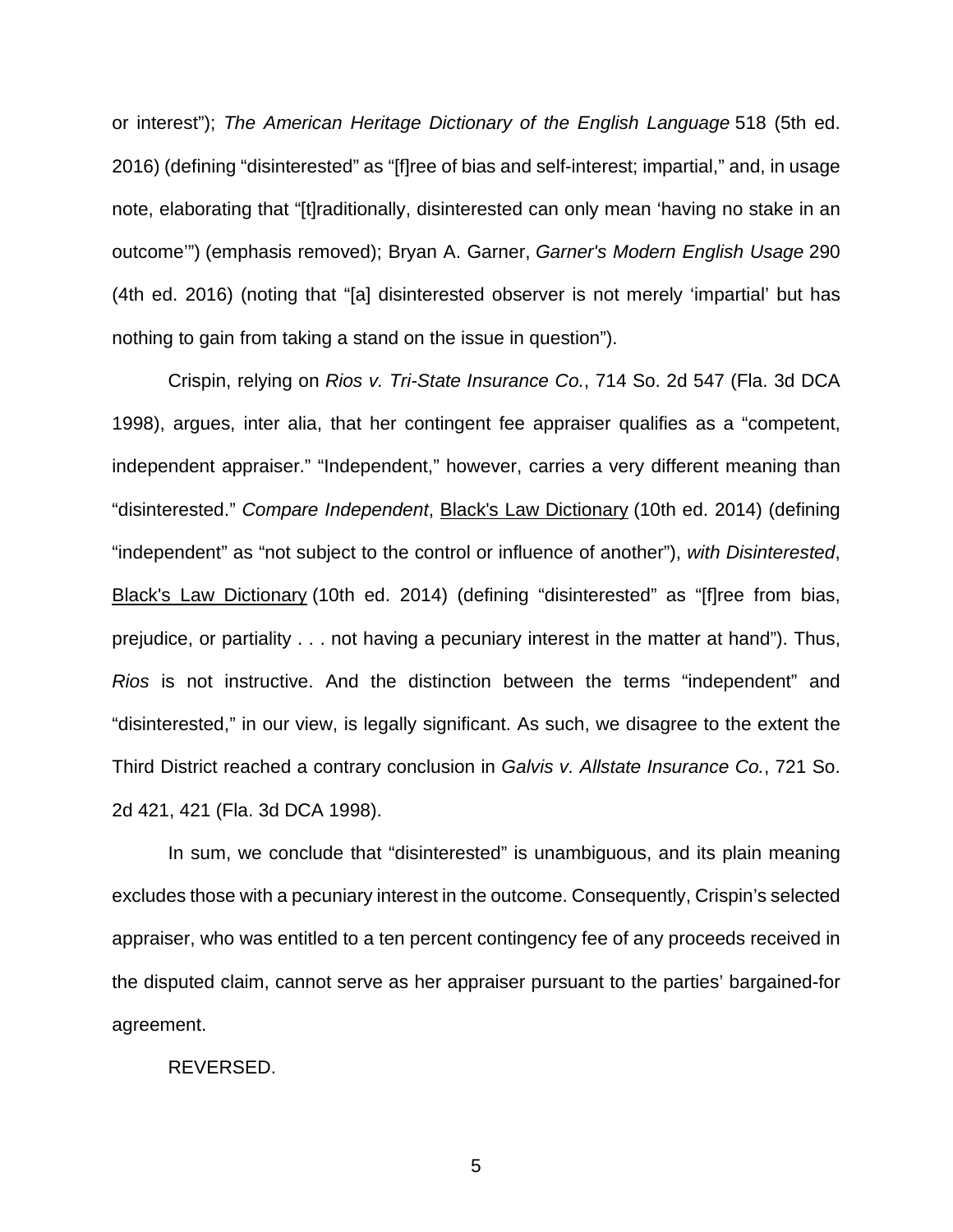or interest"); *The American Heritage Dictionary of the English Language* 518 (5th ed. 2016) (defining "disinterested" as "[f]ree of bias and self-interest; impartial," and, in usage note, elaborating that "[t]raditionally, disinterested can only mean 'having no stake in an outcome'") (emphasis removed); Bryan A. Garner, *Garner's Modern English Usage* 290 (4th ed. 2016) (noting that "[a] disinterested observer is not merely 'impartial' but has nothing to gain from taking a stand on the issue in question").

Crispin, relying on *Rios v. Tri-State Insurance Co.*, 714 So. 2d 547 (Fla. 3d DCA 1998), argues, inter alia, that her contingent fee appraiser qualifies as a "competent, independent appraiser." "Independent," however, carries a very different meaning than "disinterested." *Compare Independent*, Black's Law Dictionary (10th ed. 2014) (defining "independent" as "not subject to the control or influence of another"), *with Disinterested*, Black's Law Dictionary (10th ed. 2014) (defining "disinterested" as "[f]ree from bias, prejudice, or partiality . . . not having a pecuniary interest in the matter at hand"). Thus, *Rios* is not instructive. And the distinction between the terms "independent" and "disinterested," in our view, is legally significant. As such, we disagree to the extent the Third District reached a contrary conclusion in *Galvis v. Allstate Insurance Co.*, 721 So. 2d 421, 421 (Fla. 3d DCA 1998).

In sum, we conclude that "disinterested" is unambiguous, and its plain meaning excludes those with a pecuniary interest in the outcome. Consequently, Crispin's selected appraiser, who was entitled to a ten percent contingency fee of any proceeds received in the disputed claim, cannot serve as her appraiser pursuant to the parties' bargained-for agreement.

REVERSED.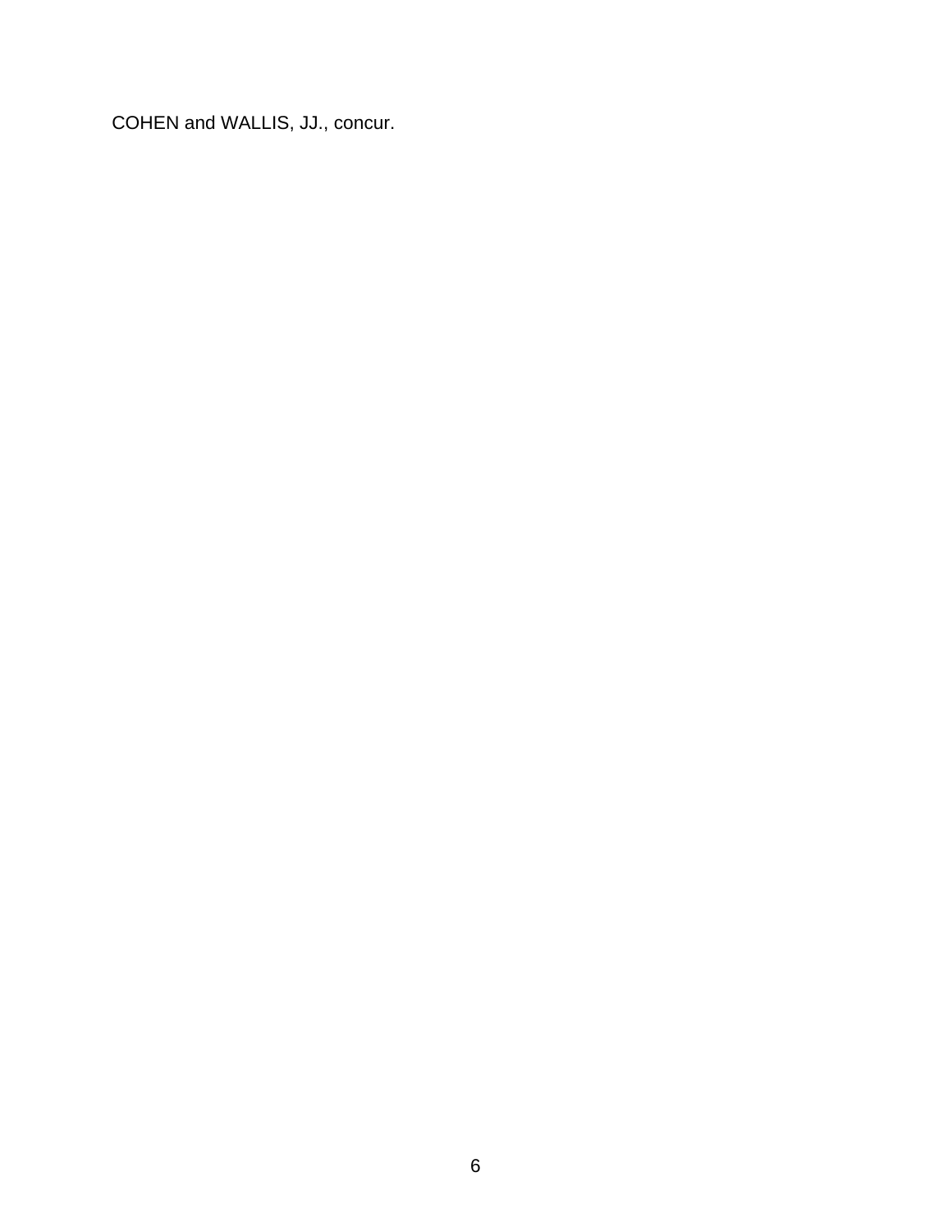COHEN and WALLIS, JJ., concur.